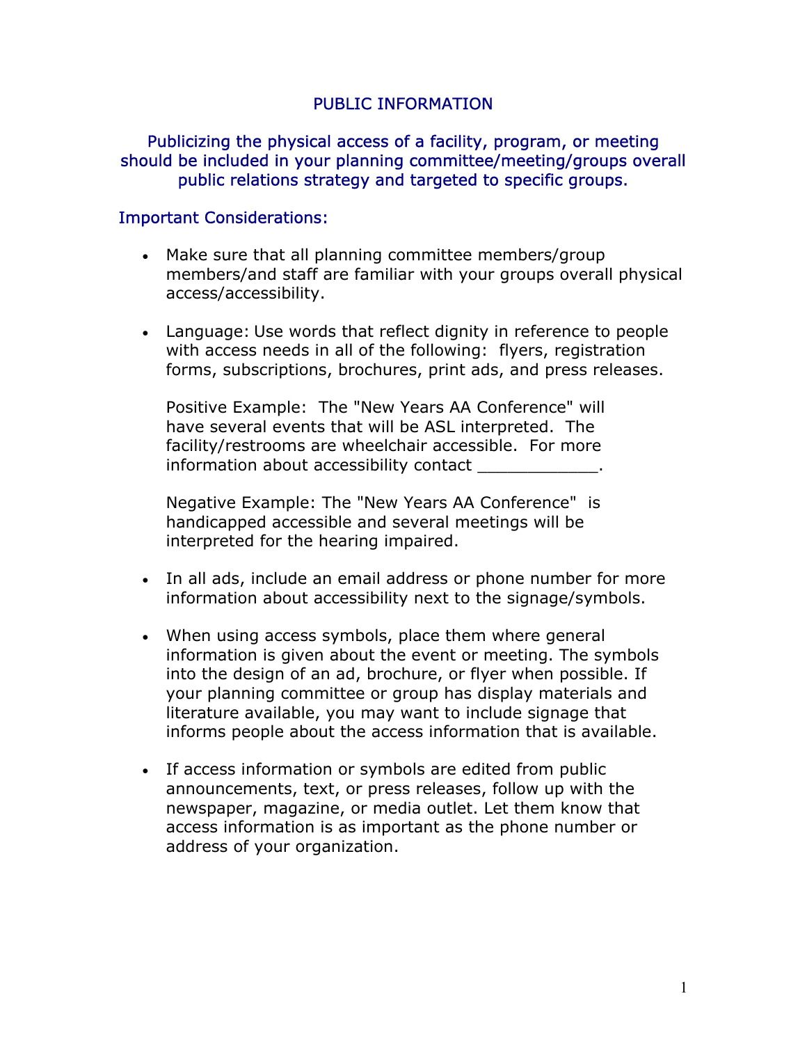# PUBLIC INFORMATION

## Publicizing the physical access of a facility, program, or meeting should be included in your planning committee/meeting/groups overall public relations strategy and targeted to specific groups.

### Important Considerations:

- Make sure that all planning committee members/group members/and staff are familiar with your groups overall physical access/accessibility.

- Language: Use words that reflect dignity in reference to people with access needs in all of the following: flyers, registration forms, subscriptions, brochures, print ads, and press releases.

  Positive Example: The "New Years AA Conference" will have several events that will be ASL interpreted. The facility/restrooms are wheelchair accessible. For more information about accessibility contact ____________.

  Negative Example: The "New Years AA Conference" is handicapped accessible and several meetings will be interpreted for the hearing impaired.

- In all ads, include an email address or phone number for more information about accessibility next to the signage/symbols.

- When using access symbols, place them where general information is given about the event or meeting. The symbols into the design of an ad, brochure, or flyer when possible. If your planning committee or group has display materials and literature available, you may want to include signage that informs people about the access information that is available.

- If access information or symbols are edited from public announcements, text, or press releases, follow up with the newspaper, magazine, or media outlet. Let them know that access information is as important as the phone number or address of your organization.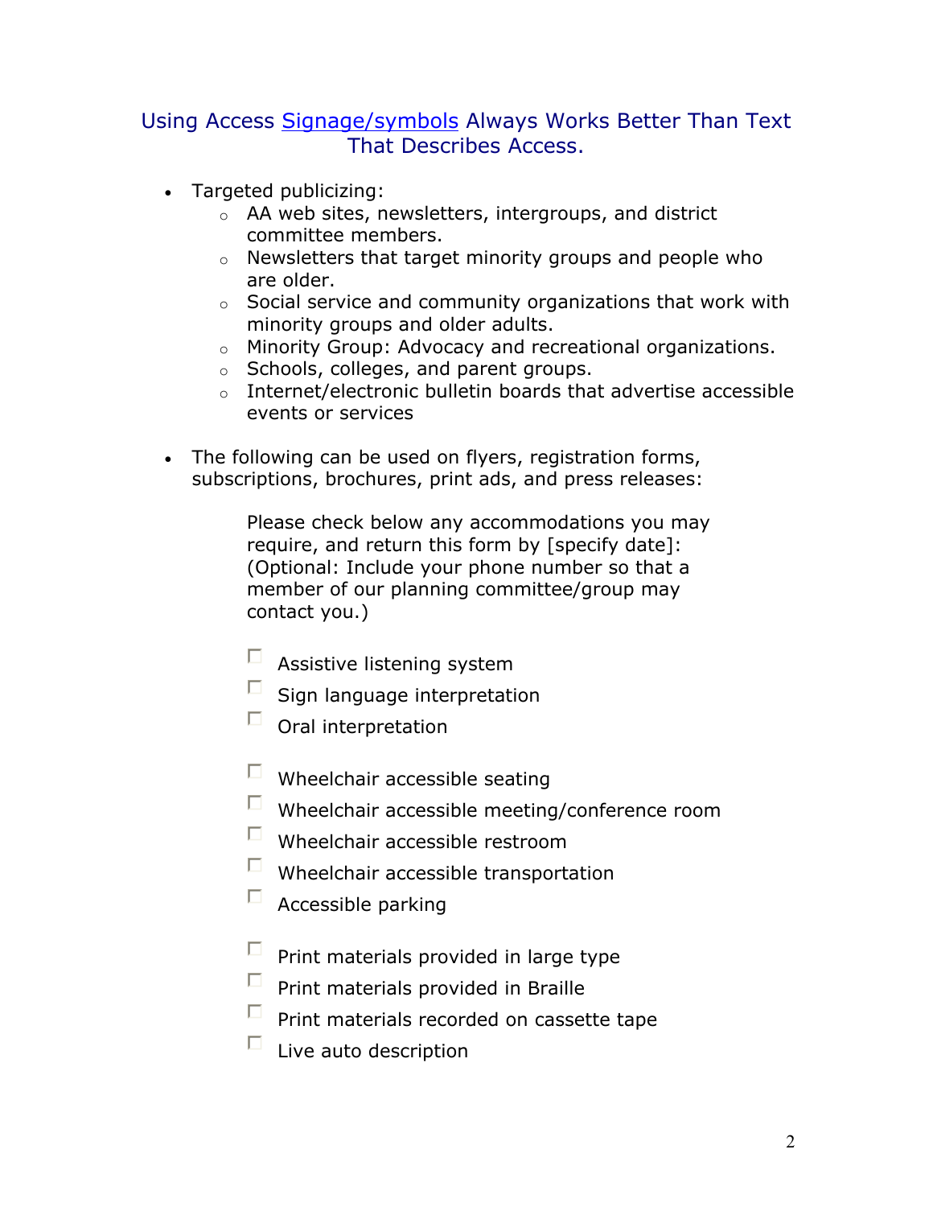## Using Access Signage/symbols Always Works Better Than Text That Describes Access.

- Targeted publicizing:
  - AA web sites, newsletters, intergroups, and district committee members.
  - Newsletters that target minority groups and people who are older.
  - Social service and community organizations that work with minority groups and older adults.
  - Minority Group: Advocacy and recreational organizations.
  - Schools, colleges, and parent groups.
  - Internet/electronic bulletin boards that advertise accessible events or services

- The following can be used on flyers, registration forms, subscriptions, brochures, print ads, and press releases:

  Please check below any accommodations you may require, and return this form by [specify date]: (Optional: Include your phone number so that a member of our planning committee/group may contact you.)

  - [ ] Assistive listening system
  - [ ] Sign language interpretation
  - [ ] Oral interpretation

  - [ ] Wheelchair accessible seating
  - [ ] Wheelchair accessible meeting/conference room
  - [ ] Wheelchair accessible restroom
  - [ ] Wheelchair accessible transportation
  - [ ] Accessible parking

  - [ ] Print materials provided in large type
  - [ ] Print materials provided in Braille
  - [ ] Print materials recorded on cassette tape
  - [ ] Live auto description